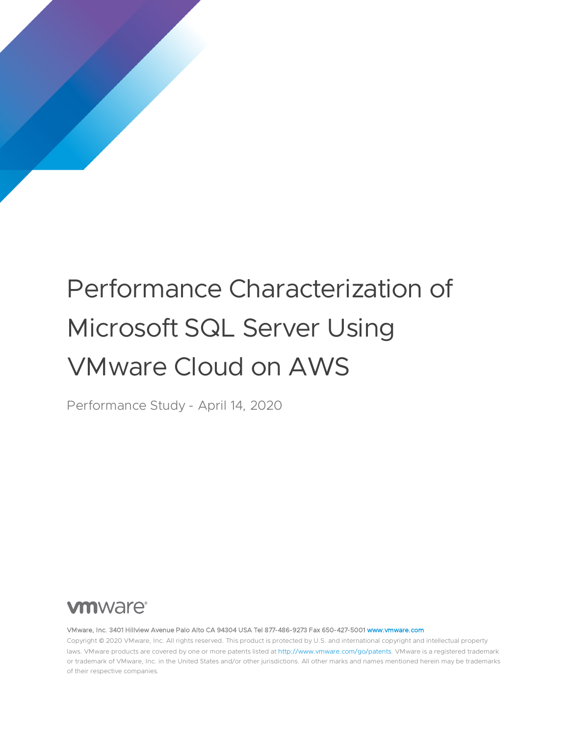# Performance Characterization of Microsoft SQL Server Using VMware Cloud on AWS

Performance Study - April 14, 2020

vmware®

VMware, Inc. 3401 Hillview Avenue Palo Alto CA 94304 USA Tel 877-486-9273 Fax 650-427-5001 www.vmware.com

Copyright © 2020 VMware, Inc. All rights reserved. This product is protected by U.S. and international copyright and intellectual property laws. VMware products are covered by one or more patents listed at http://www.vmware.com/go/patents. VMware is a registered trademark or trademark of VMware, Inc. in the United States and/or other jurisdictions. All other marks and names mentioned herein may be trademarks of their respective companies.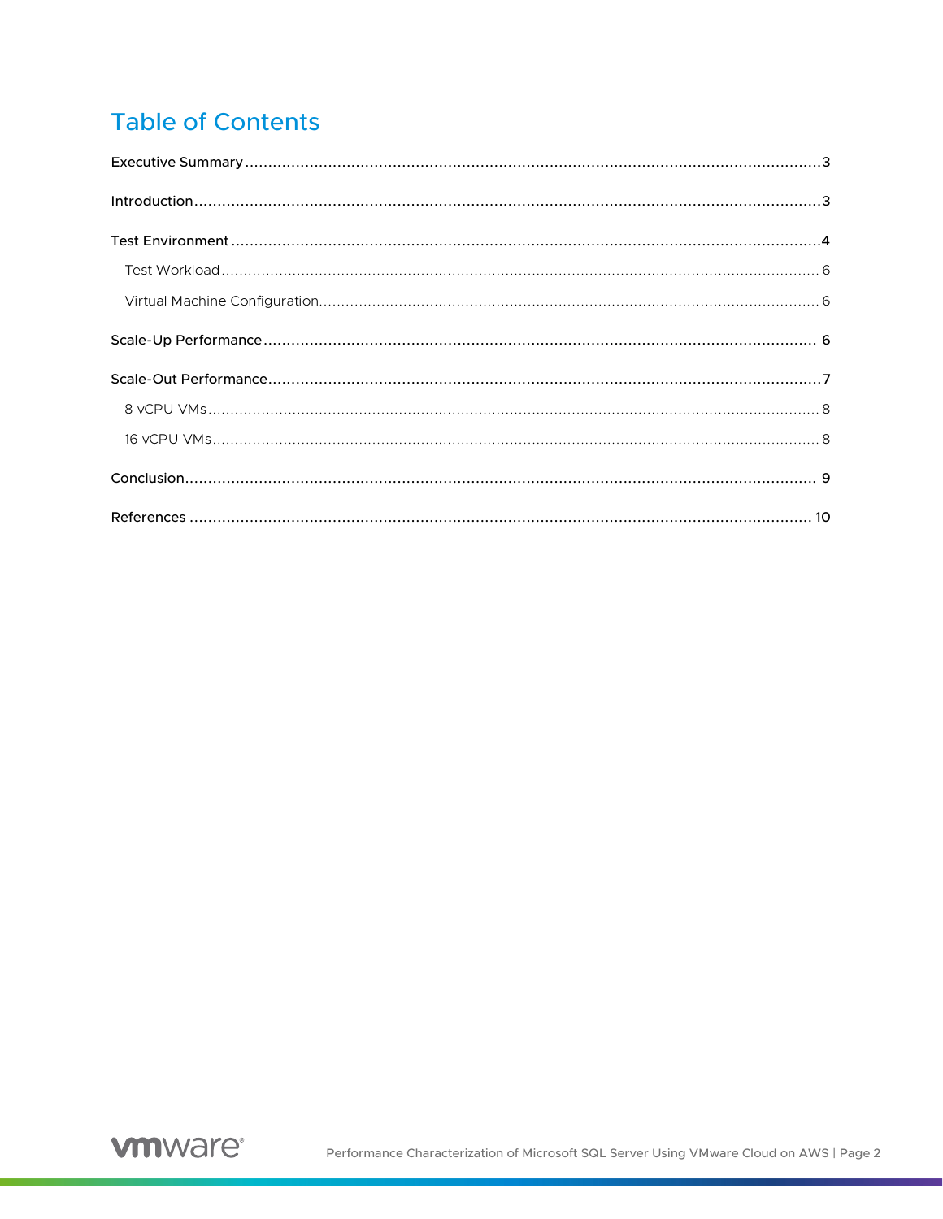# Table of Contents

- Executive Summary ... 3
- Introduction ... 3
- Test Environment ... 4
  - Test Workload ... 6
  - Virtual Machine Configuration ... 6
- Scale-Up Performance ... 6
- Scale-Out Performance ... 7
  - 8 vCPU VMs ... 8
  - 16 vCPU VMs ... 8
- Conclusion ... 9
- References ... 10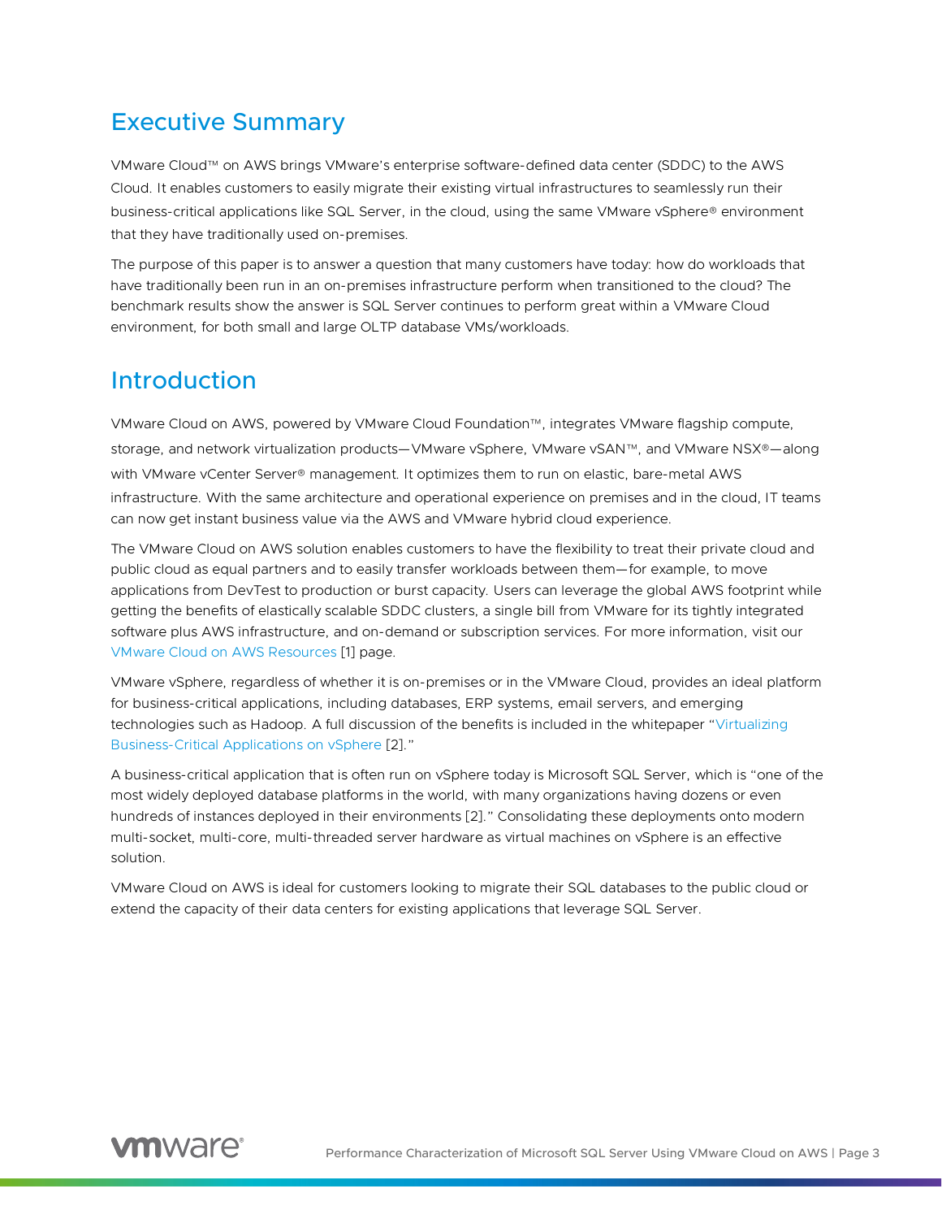## Executive Summary

VMware Cloud™ on AWS brings VMware's enterprise software-defined data center (SDDC) to the AWS Cloud. It enables customers to easily migrate their existing virtual infrastructures to seamlessly run their business-critical applications like SQL Server, in the cloud, using the same VMware vSphere® environment that they have traditionally used on-premises.

The purpose of this paper is to answer a question that many customers have today: how do workloads that have traditionally been run in an on-premises infrastructure perform when transitioned to the cloud? The benchmark results show the answer is SQL Server continues to perform great within a VMware Cloud environment, for both small and large OLTP database VMs/workloads.

## Introduction

VMware Cloud on AWS, powered by VMware Cloud Foundation™, integrates VMware flagship compute, storage, and network virtualization products—VMware vSphere, VMware vSAN™, and VMware NSX®—along with VMware vCenter Server® management. It optimizes them to run on elastic, bare-metal AWS infrastructure. With the same architecture and operational experience on premises and in the cloud, IT teams can now get instant business value via the AWS and VMware hybrid cloud experience.

The VMware Cloud on AWS solution enables customers to have the flexibility to treat their private cloud and public cloud as equal partners and to easily transfer workloads between them—for example, to move applications from DevTest to production or burst capacity. Users can leverage the global AWS footprint while getting the benefits of elastically scalable SDDC clusters, a single bill from VMware for its tightly integrated software plus AWS infrastructure, and on-demand or subscription services. For more information, visit our VMware Cloud on AWS Resources [1] page.

VMware vSphere, regardless of whether it is on-premises or in the VMware Cloud, provides an ideal platform for business-critical applications, including databases, ERP systems, email servers, and emerging technologies such as Hadoop. A full discussion of the benefits is included in the whitepaper "Virtualizing Business-Critical Applications on vSphere [2]."

A business-critical application that is often run on vSphere today is Microsoft SQL Server, which is "one of the most widely deployed database platforms in the world, with many organizations having dozens or even hundreds of instances deployed in their environments [2]." Consolidating these deployments onto modern multi-socket, multi-core, multi-threaded server hardware as virtual machines on vSphere is an effective solution.

VMware Cloud on AWS is ideal for customers looking to migrate their SQL databases to the public cloud or extend the capacity of their data centers for existing applications that leverage SQL Server.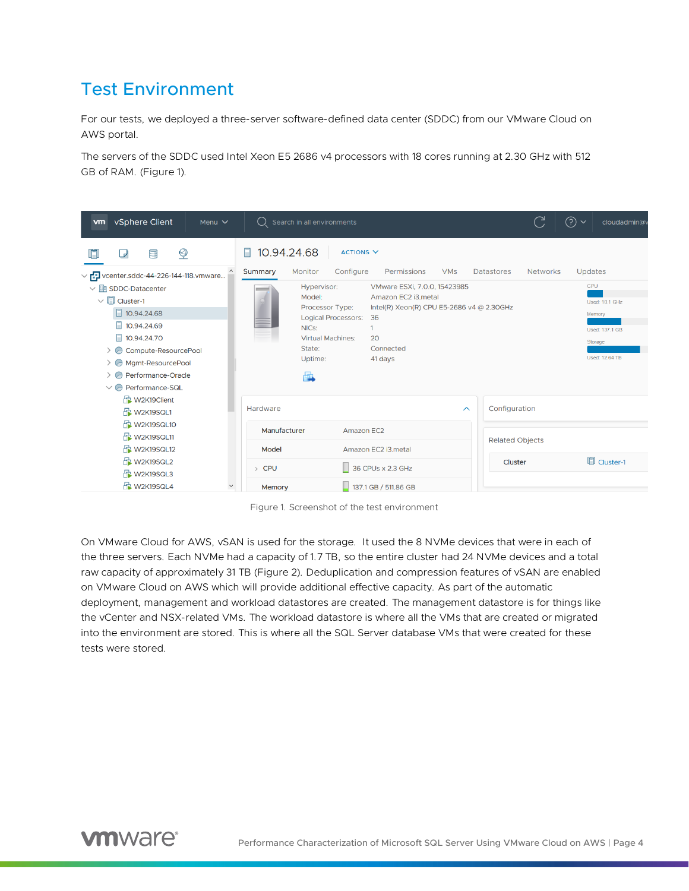## Test Environment

For our tests, we deployed a three-server software-defined data center (SDDC) from our VMware Cloud on AWS portal.

The servers of the SDDC used Intel Xeon E5 2686 v4 processors with 18 cores running at 2.30 GHz with 512 GB of RAM. (Figure 1).

Figure 1. Screenshot of the test environment

On VMware Cloud for AWS, vSAN is used for the storage. It used the 8 NVMe devices that were in each of the three servers. Each NVMe had a capacity of 1.7 TB, so the entire cluster had 24 NVMe devices and a total raw capacity of approximately 31 TB (Figure 2). Deduplication and compression features of vSAN are enabled on VMware Cloud on AWS which will provide additional effective capacity. As part of the automatic deployment, management and workload datastores are created. The management datastore is for things like the vCenter and NSX-related VMs. The workload datastore is where all the VMs that are created or migrated into the environment are stored. This is where all the SQL Server database VMs that were created for these tests were stored.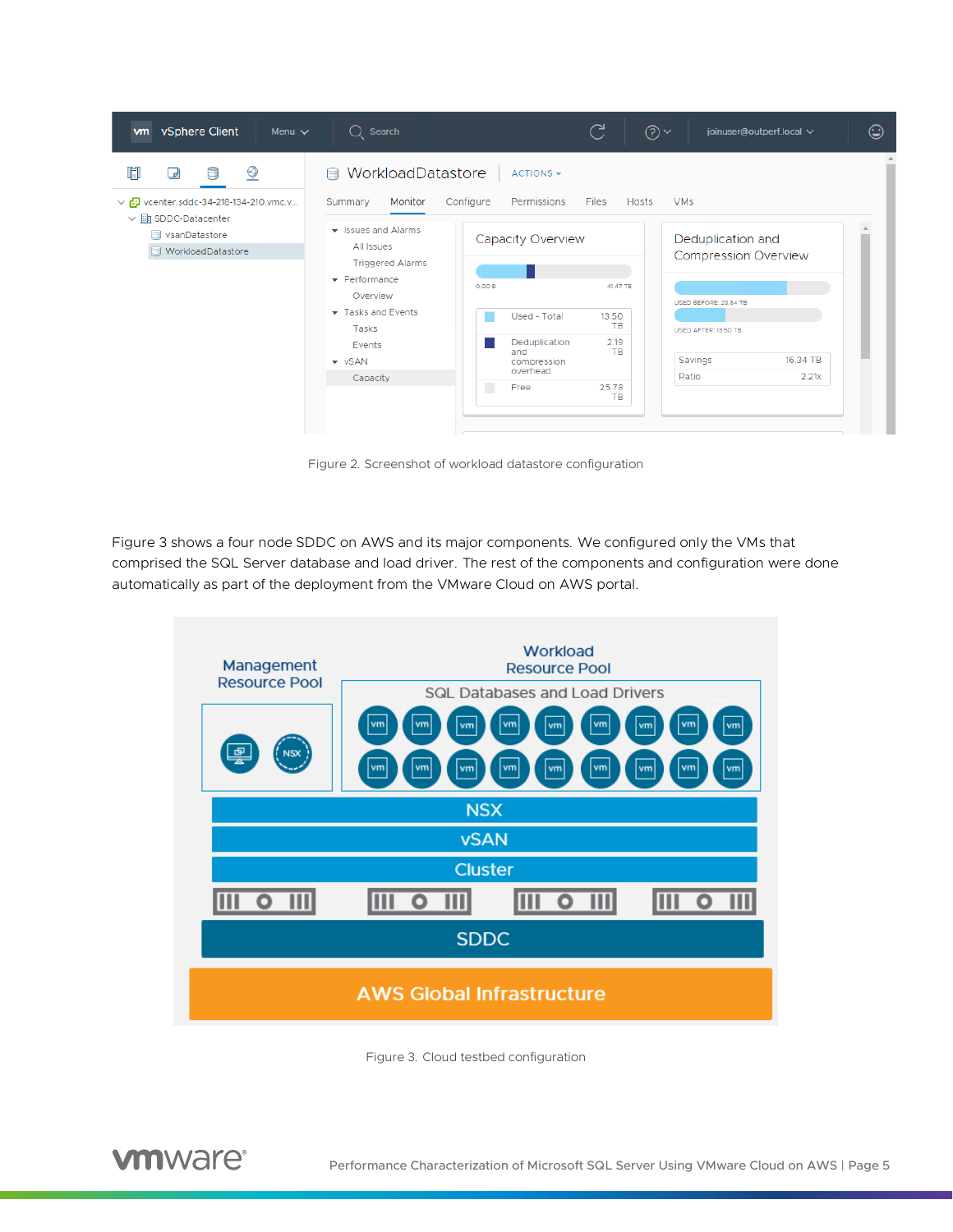Figure 2. Screenshot of workload datastore configuration

Figure 3 shows a four node SDDC on AWS and its major components. We configured only the VMs that comprised the SQL Server database and load driver. The rest of the components and configuration were done automatically as part of the deployment from the VMware Cloud on AWS portal.

Figure 3. Cloud testbed configuration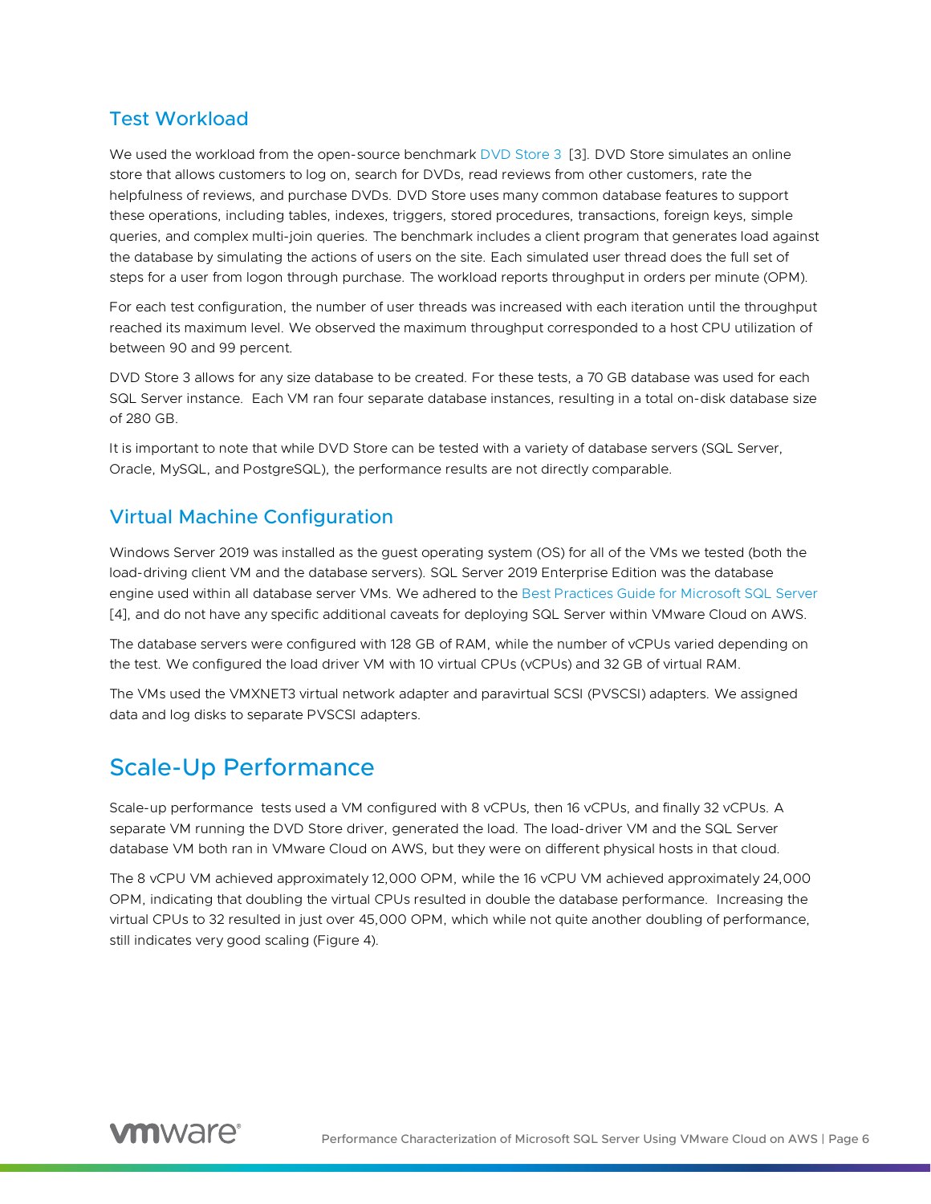## Test Workload

We used the workload from the open-source benchmark DVD Store 3 [3]. DVD Store simulates an online store that allows customers to log on, search for DVDs, read reviews from other customers, rate the helpfulness of reviews, and purchase DVDs. DVD Store uses many common database features to support these operations, including tables, indexes, triggers, stored procedures, transactions, foreign keys, simple queries, and complex multi-join queries. The benchmark includes a client program that generates load against the database by simulating the actions of users on the site. Each simulated user thread does the full set of steps for a user from logon through purchase. The workload reports throughput in orders per minute (OPM).

For each test configuration, the number of user threads was increased with each iteration until the throughput reached its maximum level. We observed the maximum throughput corresponded to a host CPU utilization of between 90 and 99 percent.

DVD Store 3 allows for any size database to be created. For these tests, a 70 GB database was used for each SQL Server instance. Each VM ran four separate database instances, resulting in a total on-disk database size of 280 GB.

It is important to note that while DVD Store can be tested with a variety of database servers (SQL Server, Oracle, MySQL, and PostgreSQL), the performance results are not directly comparable.

## Virtual Machine Configuration

Windows Server 2019 was installed as the guest operating system (OS) for all of the VMs we tested (both the load-driving client VM and the database servers). SQL Server 2019 Enterprise Edition was the database engine used within all database server VMs. We adhered to the Best Practices Guide for Microsoft SQL Server [4], and do not have any specific additional caveats for deploying SQL Server within VMware Cloud on AWS.

The database servers were configured with 128 GB of RAM, while the number of vCPUs varied depending on the test. We configured the load driver VM with 10 virtual CPUs (vCPUs) and 32 GB of virtual RAM.

The VMs used the VMXNET3 virtual network adapter and paravirtual SCSI (PVSCSI) adapters. We assigned data and log disks to separate PVSCSI adapters.

# Scale-Up Performance

Scale-up performance tests used a VM configured with 8 vCPUs, then 16 vCPUs, and finally 32 vCPUs. A separate VM running the DVD Store driver, generated the load. The load-driver VM and the SQL Server database VM both ran in VMware Cloud on AWS, but they were on different physical hosts in that cloud.

The 8 vCPU VM achieved approximately 12,000 OPM, while the 16 vCPU VM achieved approximately 24,000 OPM, indicating that doubling the virtual CPUs resulted in double the database performance. Increasing the virtual CPUs to 32 resulted in just over 45,000 OPM, which while not quite another doubling of performance, still indicates very good scaling (Figure 4).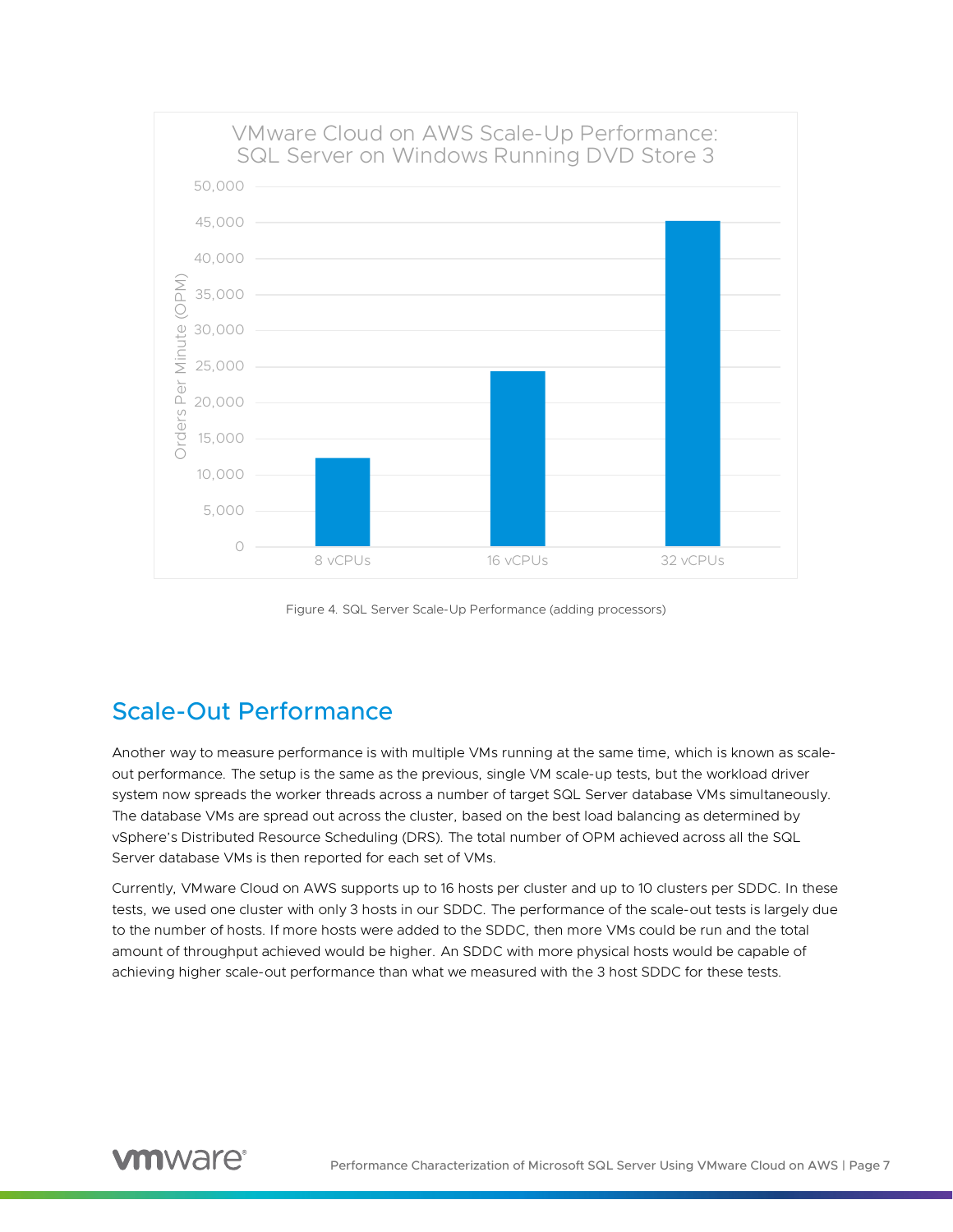Figure 4. SQL Server Scale-Up Performance (adding processors)

## Scale-Out Performance

Another way to measure performance is with multiple VMs running at the same time, which is known as scale-out performance. The setup is the same as the previous, single VM scale-up tests, but the workload driver system now spreads the worker threads across a number of target SQL Server database VMs simultaneously. The database VMs are spread out across the cluster, based on the best load balancing as determined by vSphere's Distributed Resource Scheduling (DRS). The total number of OPM achieved across all the SQL Server database VMs is then reported for each set of VMs.

Currently, VMware Cloud on AWS supports up to 16 hosts per cluster and up to 10 clusters per SDDC. In these tests, we used one cluster with only 3 hosts in our SDDC. The performance of the scale-out tests is largely due to the number of hosts. If more hosts were added to the SDDC, then more VMs could be run and the total amount of throughput achieved would be higher. An SDDC with more physical hosts would be capable of achieving higher scale-out performance than what we measured with the 3 host SDDC for these tests.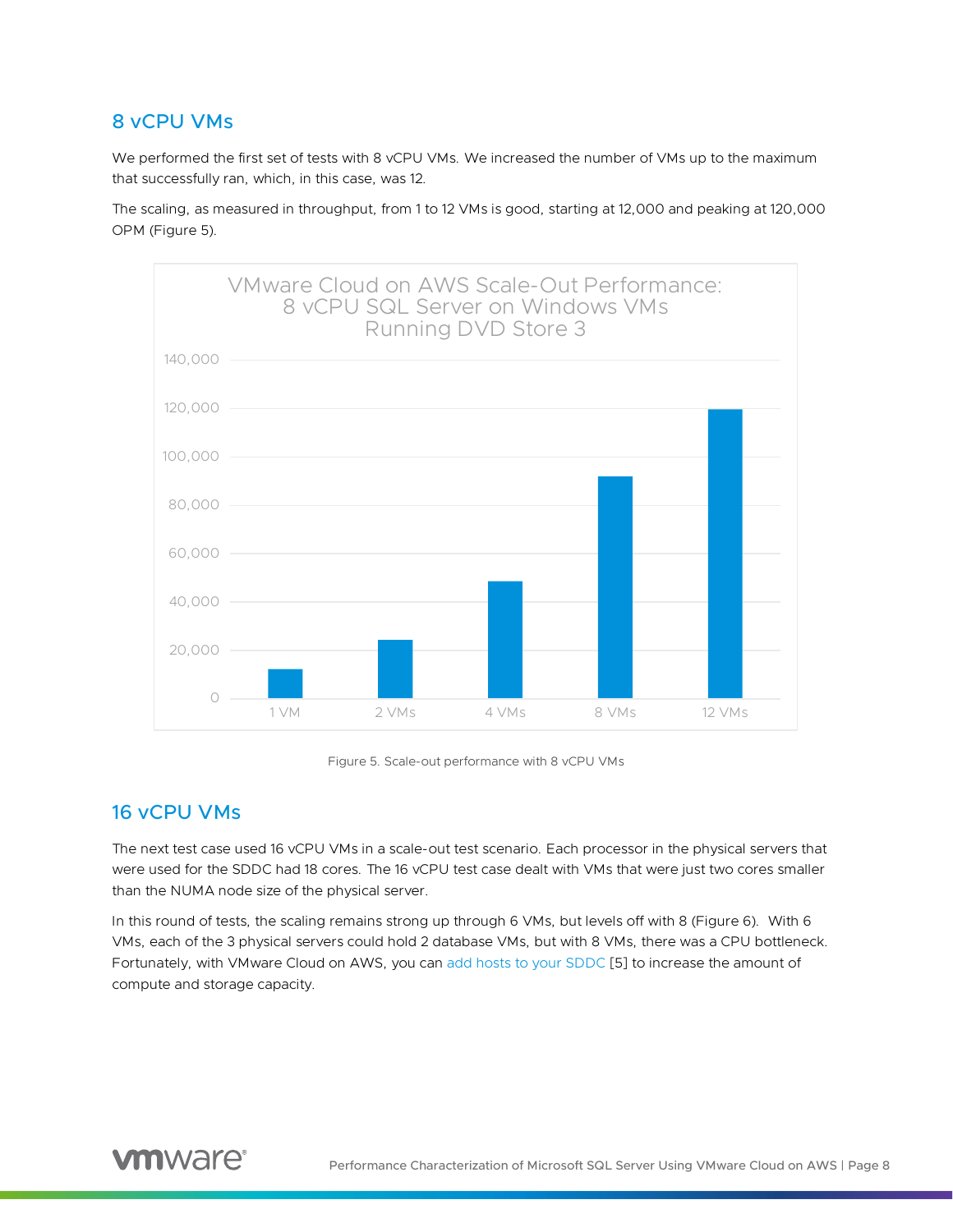## 8 vCPU VMs

We performed the first set of tests with 8 vCPU VMs. We increased the number of VMs up to the maximum that successfully ran, which, in this case, was 12.

The scaling, as measured in throughput, from 1 to 12 VMs is good, starting at 12,000 and peaking at 120,000 OPM (Figure 5).

VMware Cloud on AWS Scale-Out Performance: 8 vCPU SQL Server on Windows VMs Running DVD Store 3

Figure 5. Scale-out performance with 8 vCPU VMs

## 16 vCPU VMs

The next test case used 16 vCPU VMs in a scale-out test scenario. Each processor in the physical servers that were used for the SDDC had 18 cores. The 16 vCPU test case dealt with VMs that were just two cores smaller than the NUMA node size of the physical server.

In this round of tests, the scaling remains strong up through 6 VMs, but levels off with 8 (Figure 6). With 6 VMs, each of the 3 physical servers could hold 2 database VMs, but with 8 VMs, there was a CPU bottleneck. Fortunately, with VMware Cloud on AWS, you can add hosts to your SDDC [5] to increase the amount of compute and storage capacity.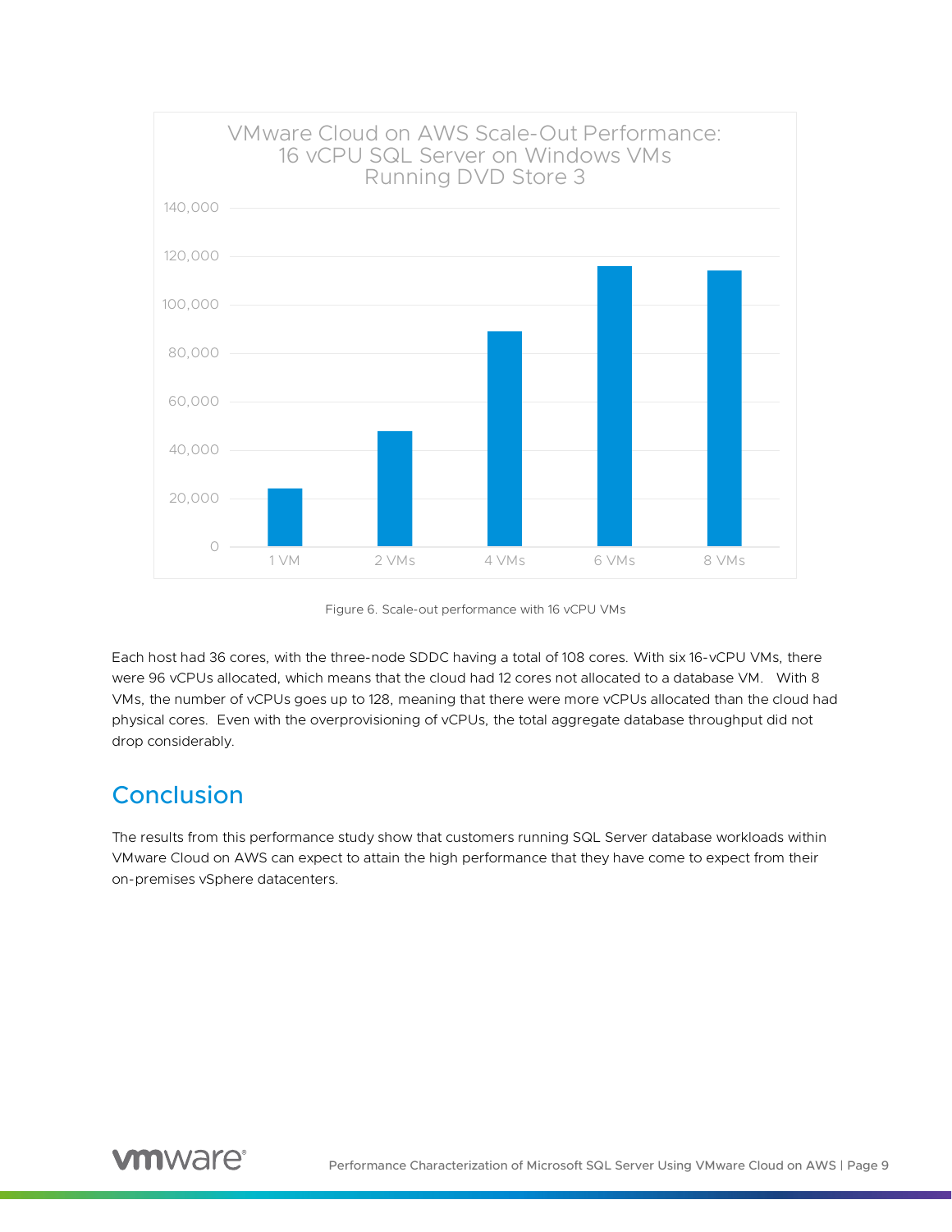Figure 6. Scale-out performance with 16 vCPU VMs

Each host had 36 cores, with the three-node SDDC having a total of 108 cores. With six 16-vCPU VMs, there were 96 vCPUs allocated, which means that the cloud had 12 cores not allocated to a database VM. With 8 VMs, the number of vCPUs goes up to 128, meaning that there were more vCPUs allocated than the cloud had physical cores. Even with the overprovisioning of vCPUs, the total aggregate database throughput did not drop considerably.

## Conclusion

The results from this performance study show that customers running SQL Server database workloads within VMware Cloud on AWS can expect to attain the high performance that they have come to expect from their on-premises vSphere datacenters.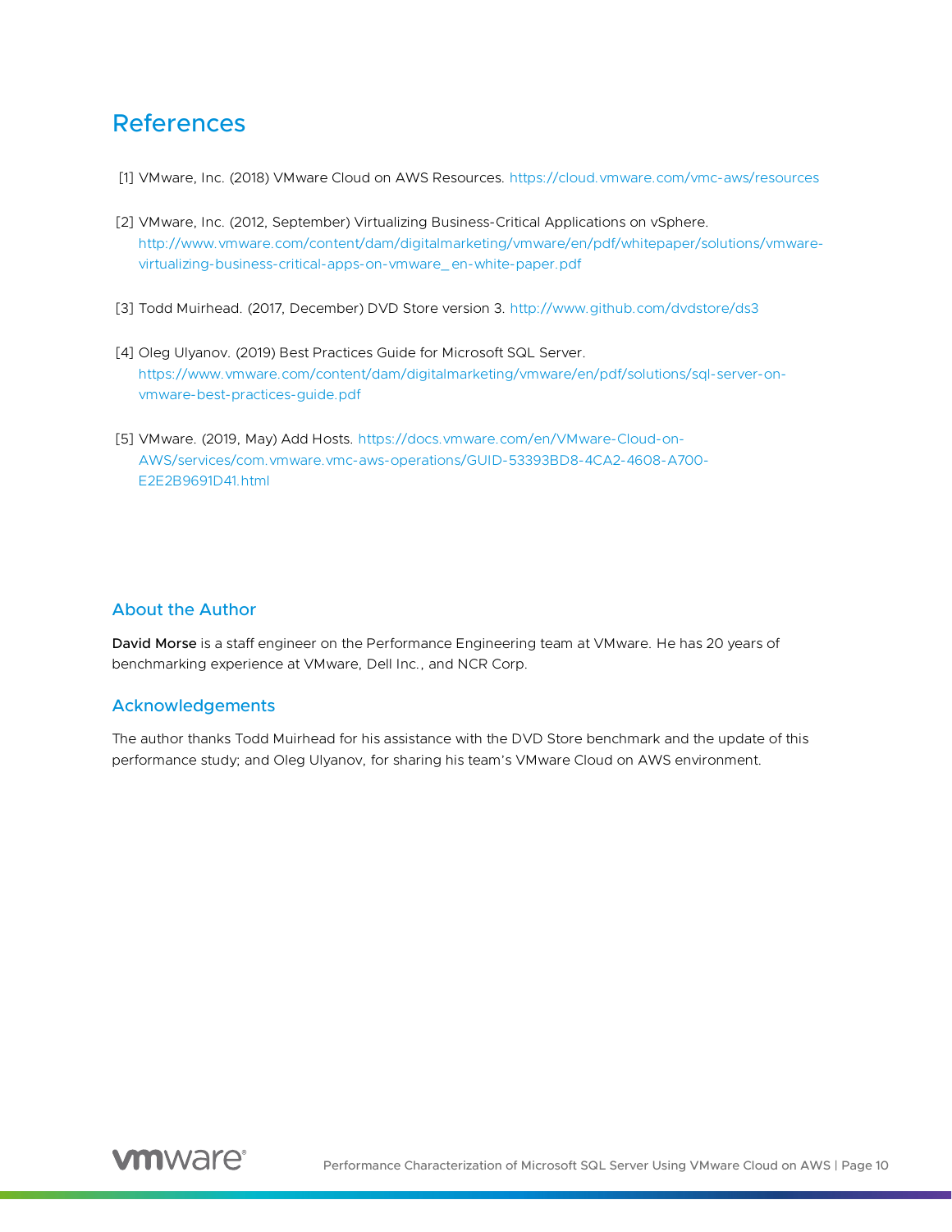## References

[1] VMware, Inc. (2018) VMware Cloud on AWS Resources. https://cloud.vmware.com/vmc-aws/resources

[2] VMware, Inc. (2012, September) Virtualizing Business-Critical Applications on vSphere. http://www.vmware.com/content/dam/digitalmarketing/vmware/en/pdf/whitepaper/solutions/vmware-virtualizing-business-critical-apps-on-vmware_en-white-paper.pdf

[3] Todd Muirhead. (2017, December) DVD Store version 3. http://www.github.com/dvdstore/ds3

[4] Oleg Ulyanov. (2019) Best Practices Guide for Microsoft SQL Server. https://www.vmware.com/content/dam/digitalmarketing/vmware/en/pdf/solutions/sql-server-on-vmware-best-practices-guide.pdf

[5] VMware. (2019, May) Add Hosts. https://docs.vmware.com/en/VMware-Cloud-on-AWS/services/com.vmware.vmc-aws-operations/GUID-53393BD8-4CA2-4608-A700-E2E2B9691D41.html

### About the Author

**David Morse** is a staff engineer on the Performance Engineering team at VMware. He has 20 years of benchmarking experience at VMware, Dell Inc., and NCR Corp.

### Acknowledgements

The author thanks Todd Muirhead for his assistance with the DVD Store benchmark and the update of this performance study; and Oleg Ulyanov, for sharing his team's VMware Cloud on AWS environment.